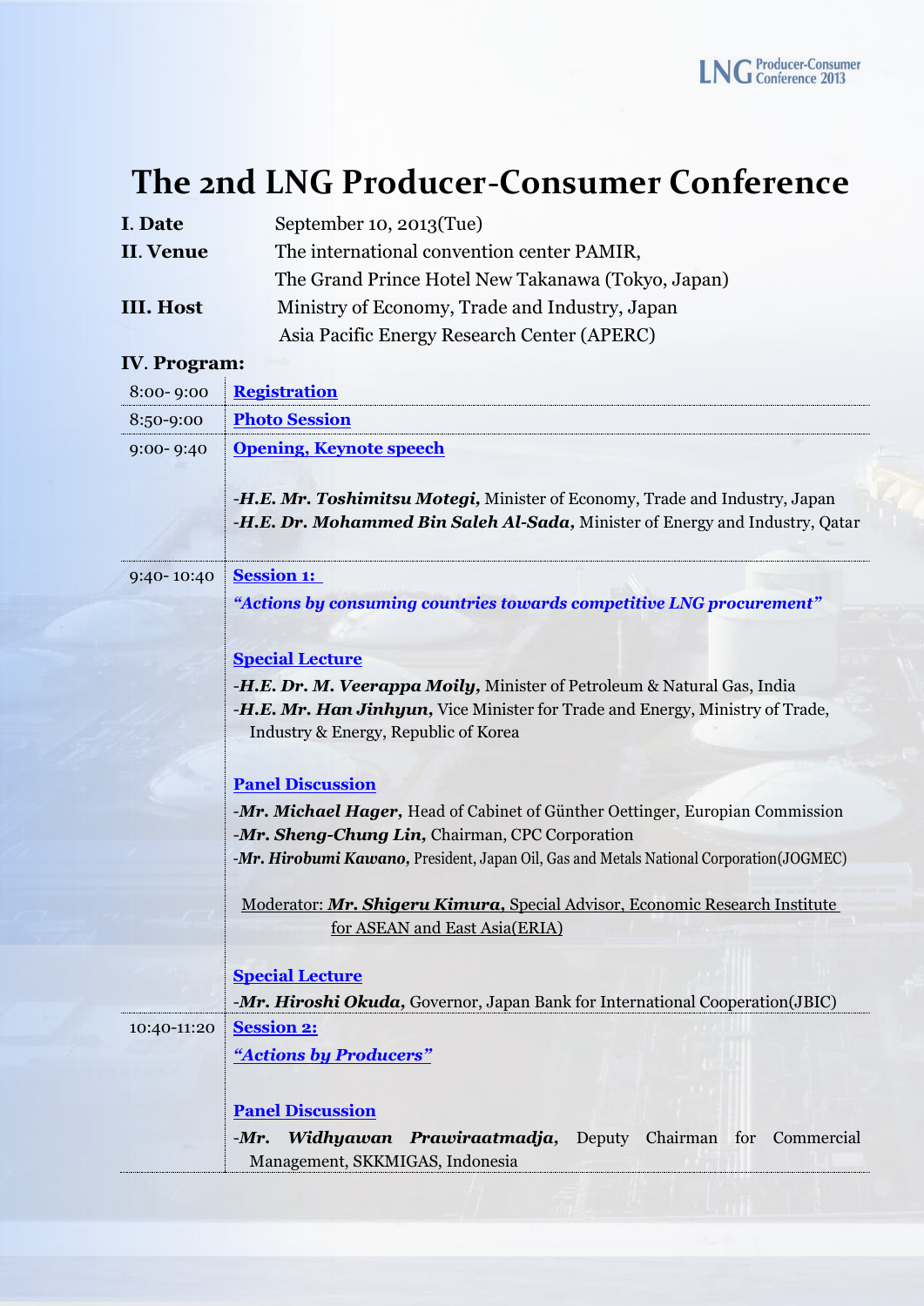# The 2nd LNG Producer-Consumer Conference

**I. Date** September 10, 2013(Tue)

**II. Venue** The international convention center PAMIR,
The Grand Prince Hotel New Takanawa (Tokyo, Japan)

**III. Host** Ministry of Economy, Trade and Industry, Japan
Asia Pacific Energy Research Center (APERC)

**IV. Program:**

| Time | Program |
|---|---|
| 8:00- 9:00 | **Registration** |
| 8:50-9:00 | **Photo Session** |
| 9:00- 9:40 | **Opening, Keynote speech**<br><br>-***H.E. Mr. Toshimitsu Motegi,*** Minister of Economy, Trade and Industry, Japan<br>-***H.E. Dr. Mohammed Bin Saleh Al-Sada,*** Minister of Energy and Industry, Qatar |
| 9:40- 10:40 | **Session 1:**<br>***"Actions by consuming countries towards competitive LNG procurement"***<br><br>**Special Lecture**<br>-***H.E. Dr. M. Veerappa Moily,*** Minister of Petroleum & Natural Gas, India<br>-***H.E. Mr. Han Jinhyun,*** Vice Minister for Trade and Energy, Ministry of Trade, Industry & Energy, Republic of Korea<br><br>**Panel Discussion**<br>-***Mr. Michael Hager,*** Head of Cabinet of Günther Oettinger, Europian Commission<br>-***Mr. Sheng-Chung Lin,*** Chairman, CPC Corporation<br>-***Mr. Hirobumi Kawano,*** President, Japan Oil, Gas and Metals National Corporation(JOGMEC)<br><br>Moderator: ***Mr. Shigeru Kimura,*** Special Advisor, Economic Research Institute for ASEAN and East Asia(ERIA)<br><br>**Special Lecture**<br>-***Mr. Hiroshi Okuda,*** Governor, Japan Bank for International Cooperation(JBIC) |
| 10:40-11:20 | **Session 2:**<br>***"Actions by Producers"***<br><br>**Panel Discussion**<br>-***Mr. Widhyawan Prawiraatmadja,*** Deputy Chairman for Commercial Management, SKKMIGAS, Indonesia |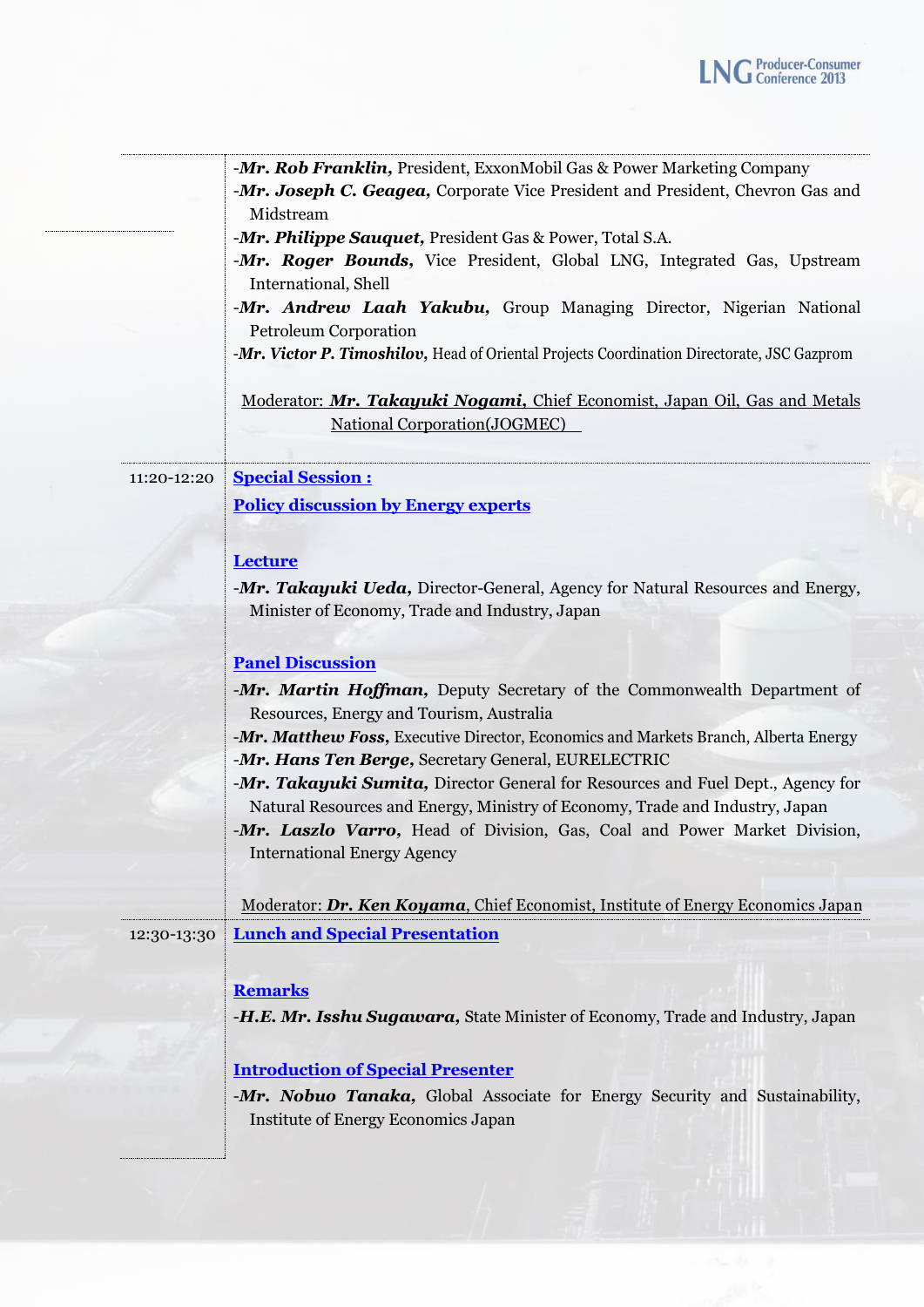| | |
|---|---|
| | -***Mr. Rob Franklin***, President, ExxonMobil Gas & Power Marketing Company<br>-***Mr. Joseph C. Geagea***, Corporate Vice President and President, Chevron Gas and Midstream<br>-***Mr. Philippe Sauquet***, President Gas & Power, Total S.A.<br>-***Mr. Roger Bounds***, Vice President, Global LNG, Integrated Gas, Upstream International, Shell<br>-***Mr. Andrew Laah Yakubu***, Group Managing Director, Nigerian National Petroleum Corporation<br>-***Mr. Victor P. Timoshilov***, Head of Oriental Projects Coordination Directorate, JSC Gazprom<br><br>Moderator: ***Mr. Takayuki Nogami***, Chief Economist, Japan Oil, Gas and Metals National Corporation(JOGMEC) |
| 11:20-12:20 | **Special Session :**<br>**Policy discussion by Energy experts**<br><br>**Lecture**<br>-***Mr. Takayuki Ueda***, Director-General, Agency for Natural Resources and Energy, Minister of Economy, Trade and Industry, Japan<br><br>**Panel Discussion**<br>-***Mr. Martin Hoffman***, Deputy Secretary of the Commonwealth Department of Resources, Energy and Tourism, Australia<br>-***Mr. Matthew Foss***, Executive Director, Economics and Markets Branch, Alberta Energy<br>-***Mr. Hans Ten Berge***, Secretary General, EURELECTRIC<br>-***Mr. Takayuki Sumita***, Director General for Resources and Fuel Dept., Agency for Natural Resources and Energy, Ministry of Economy, Trade and Industry, Japan<br>-***Mr. Laszlo Varro***, Head of Division, Gas, Coal and Power Market Division, International Energy Agency<br><br>Moderator: ***Dr. Ken Koyama***, Chief Economist, Institute of Energy Economics Japan |
| 12:30-13:30 | **Lunch and Special Presentation**<br><br>**Remarks**<br>-***H.E. Mr. Isshu Sugawara***, State Minister of Economy, Trade and Industry, Japan<br><br>**Introduction of Special Presenter**<br>-***Mr. Nobuo Tanaka***, Global Associate for Energy Security and Sustainability, Institute of Energy Economics Japan |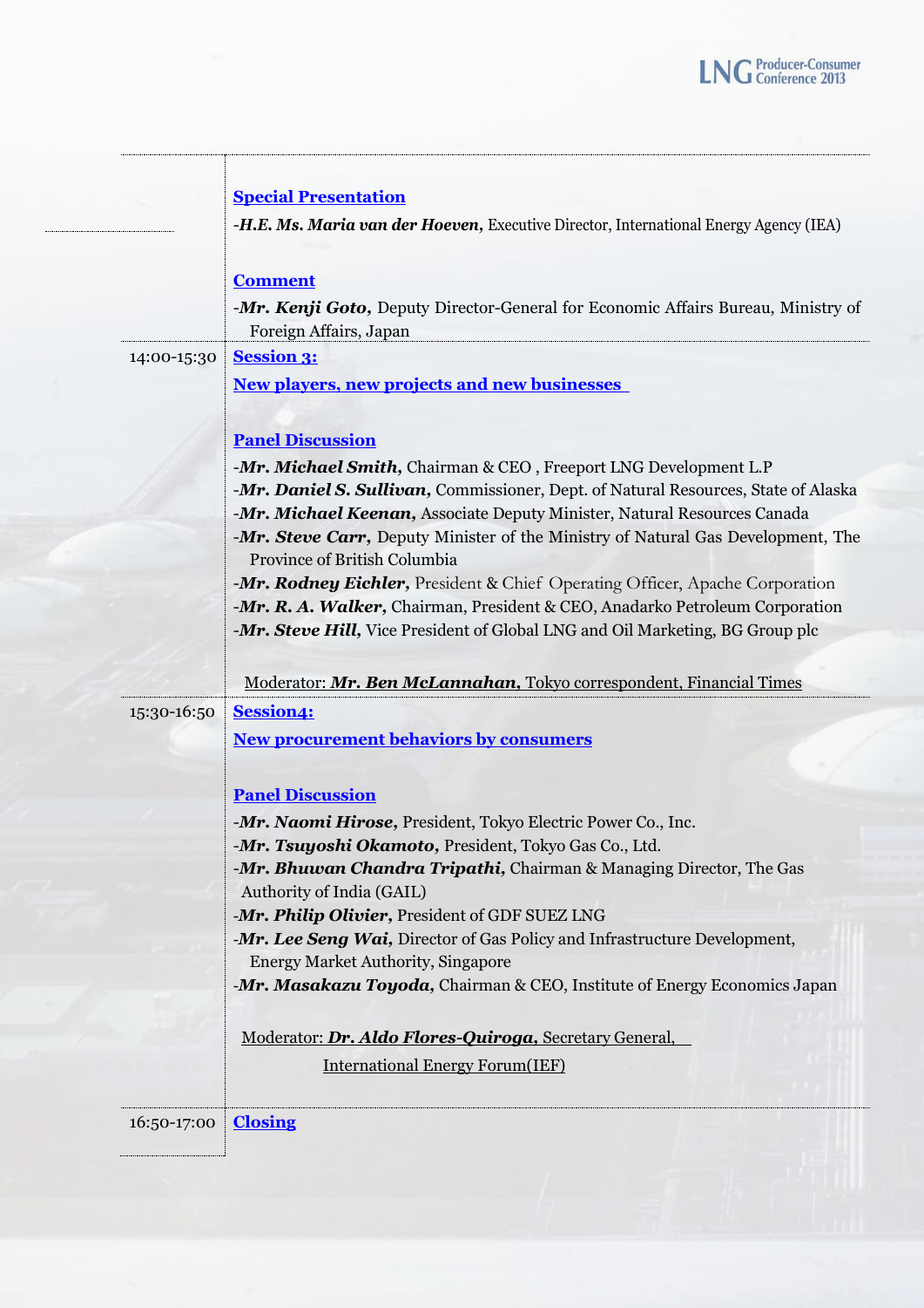**Special Presentation**

-***H.E. Ms. Maria van der Hoeven,*** Executive Director, International Energy Agency (IEA)

**Comment**

-***Mr. Kenji Goto,*** Deputy Director-General for Economic Affairs Bureau, Ministry of Foreign Affairs, Japan

14:00-15:30

**Session 3:**

**New players, new projects and new businesses**

**Panel Discussion**

-***Mr. Michael Smith,*** Chairman & CEO , Freeport LNG Development L.P
-***Mr. Daniel S. Sullivan,*** Commissioner, Dept. of Natural Resources, State of Alaska
-***Mr. Michael Keenan,*** Associate Deputy Minister, Natural Resources Canada
-***Mr. Steve Carr,*** Deputy Minister of the Ministry of Natural Gas Development, The Province of British Columbia
-***Mr. Rodney Eichler,*** President & Chief Operating Officer, Apache Corporation
-***Mr. R. A. Walker,*** Chairman, President & CEO, Anadarko Petroleum Corporation
-***Mr. Steve Hill,*** Vice President of Global LNG and Oil Marketing, BG Group plc

Moderator: ***Mr. Ben McLannahan,*** Tokyo correspondent, Financial Times

15:30-16:50

**Session4:**

**New procurement behaviors by consumers**

**Panel Discussion**

-***Mr. Naomi Hirose,*** President, Tokyo Electric Power Co., Inc.
-***Mr. Tsuyoshi Okamoto,*** President, Tokyo Gas Co., Ltd.
-***Mr. Bhuwan Chandra Tripathi,*** Chairman & Managing Director, The Gas Authority of India (GAIL)
-***Mr. Philip Olivier,*** President of GDF SUEZ LNG
-***Mr. Lee Seng Wai,*** Director of Gas Policy and Infrastructure Development, Energy Market Authority, Singapore
-***Mr. Masakazu Toyoda,*** Chairman & CEO, Institute of Energy Economics Japan

Moderator: ***Dr. Aldo Flores-Quiroga,*** Secretary General, International Energy Forum(IEF)

16:50-17:00

**Closing**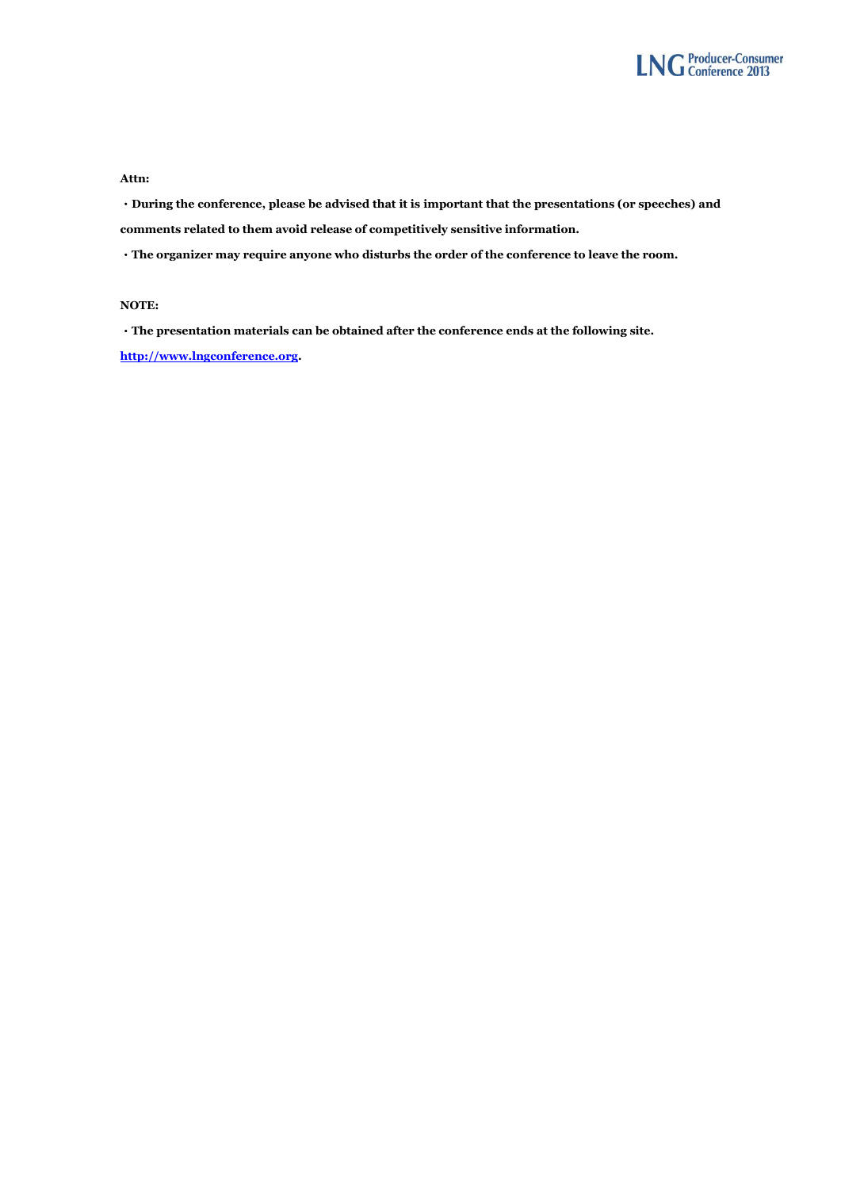**Attn:**

**・During the conference, please be advised that it is important that the presentations (or speeches) and comments related to them avoid release of competitively sensitive information.**

**・The organizer may require anyone who disturbs the order of the conference to leave the room.**

**NOTE:**

**・The presentation materials can be obtained after the conference ends at the following site.**

**[http://www.lngconference.org](http://www.lngconference.org).**